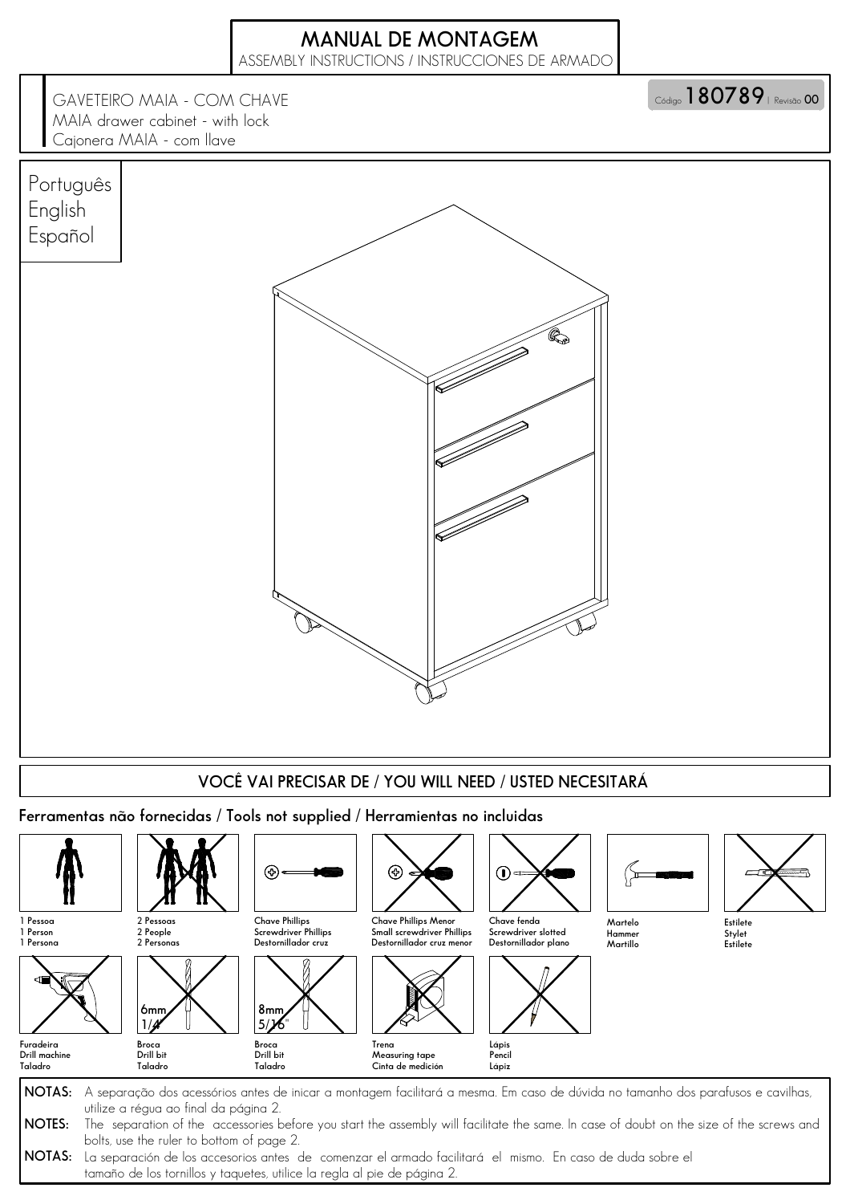# MANUAL DE MONTAGEM

ASSEMBLY INSTRUCTIONS / INSTRUCCIONES DE ARMADO

GAVETEIRO MAIA - COM CHAVE
MAIA drawer cabinet - with lock
Cajonera MAIA - com llave

Código **180789** | Revisão **00**

Português
English
Español

## VOCÊ VAI PRECISAR DE / YOU WILL NEED / USTED NECESITARÁ

### Ferramentas não fornecidas / Tools not supplied / Herramientas no incluidas

- 1 Pessoa / 1 Person / 1 Persona
- 2 Pessoas / 2 People / 2 Personas
- Chave Phillips / Screwdriver Phillips / Destornillador cruz
- Chave Phillips Menor / Small screwdriver Phillips / Destornillador cruz menor
- Chave fenda / Screwdriver slotted / Destornillador plano
- Martelo / Hammer / Martillo
- Estilete / Stylet / Estilete
- Furadeira / Drill machine / Taladro
- Broca / Drill bit / Taladro — 6mm 1/4"
- Broca / Drill bit / Taladro — 8mm 5/16"
- Trena / Measuring tape / Cinta de medición
- Lápis / Pencil / Lápiz

**NOTAS:** A separação dos acessórios antes de iniciar a montagem facilitará a mesma. Em caso de dúvida no tamanho dos parafusos e cavilhas, utilize a régua ao final da página 2.

**NOTES:** The separation of the accessories before you start the assembly will facilitate the same. In case of doubt on the size of the screws and bolts, use the ruler to bottom of page 2.

**NOTAS:** La separación de los accesorios antes de comenzar el armado facilitará el mismo. En caso de duda sobre el tamaño de los tornillos y taquetes, utilice la regla al pie de página 2.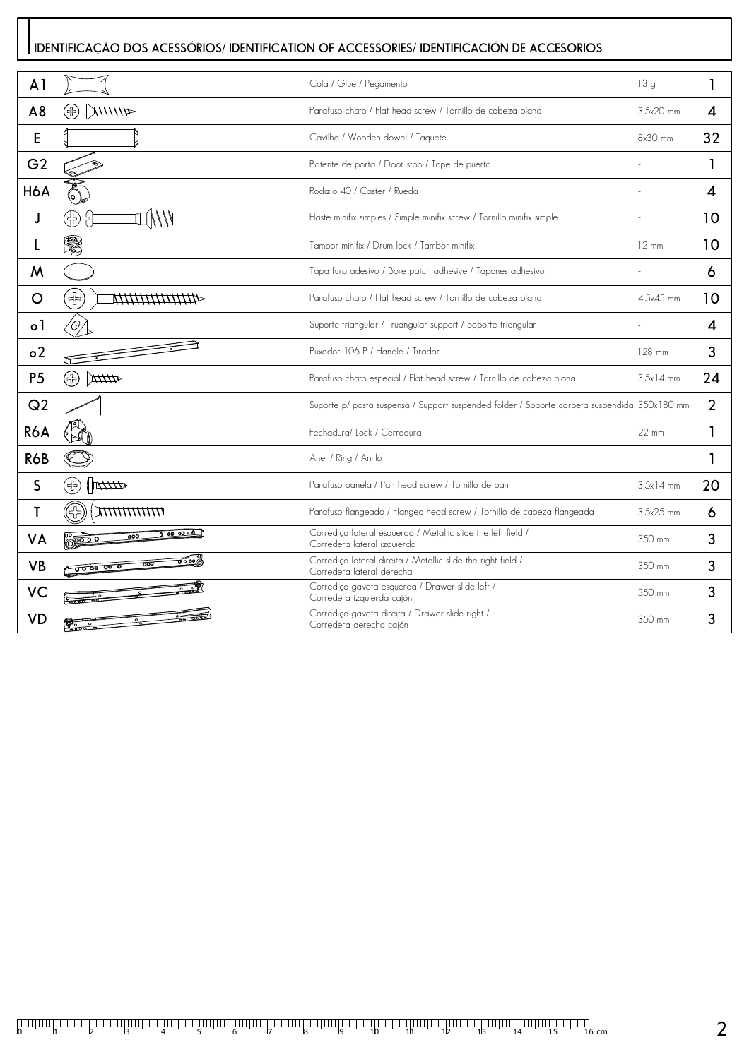## IDENTIFICAÇÃO DOS ACESSÓRIOS/ IDENTIFICATION OF ACCESSORIES/ IDENTIFICACIÓN DE ACCESORIOS

| | | | | |
|---|---|---|---|---|
| A1 | | Cola / Glue / Pegamento | 13 g | 1 |
| A8 | | Parafuso chato / Flat head screw / Tornillo de cabeza plana | 3,5x20 mm | 4 |
| E | | Cavilha / Wooden dowel / Taquete | 8x30 mm | 32 |
| G2 | | Batente de porta / Door stop / Tope de puerta | - | 1 |
| H6A | | Rodízio 40 / Caster / Rueda | - | 4 |
| J | | Haste minifix simples / Simple minifix screw / Tornillo minifix simple | - | 10 |
| L | | Tambor minifix / Drum lock / Tambor minifix | 12 mm | 10 |
| M | | Tapa furo adesivo / Bore patch adhesive / Tapones adhesivo | - | 6 |
| O | | Parafuso chato / Flat head screw / Tornillo de cabeza plana | 4,5x45 mm | 10 |
| o1 | | Suporte triangular / Truangular support / Soporte triangular | - | 4 |
| o2 | | Puxador 106 P / Handle / Tirador | 128 mm | 3 |
| P5 | | Parafuso chato especial / Flat head screw / Tornillo de cabeza plana | 3,5x14 mm | 24 |
| Q2 | | Suporte p/ pasta suspensa / Support suspended folder / Soporte carpeta suspendida | 350x180 mm | 2 |
| R6A | | Fechadura/ Lock / Cerradura | 22 mm | 1 |
| R6B | | Anel / Ring / Anillo | - | 1 |
| S | | Parafuso panela / Pan head screw / Tornillo de pan | 3,5x14 mm | 20 |
| T | | Parafuso flangeado / Flanged head screw / Tornillo de cabeza flangeada | 3,5x25 mm | 6 |
| VA | | Corrediça lateral esquerda / Metallic slide the left field / Corredera lateral izquierda | 350 mm | 3 |
| VB | | Corrediça lateral direita / Metallic slide the right field / Corredera lateral derecha | 350 mm | 3 |
| VC | | Corrediça gaveta esquerda / Drawer slide left / Corredera izquierda cajón | 350 mm | 3 |
| VD | | Corrediça gaveta direita / Drawer slide right / Corredera derecha cajón | 350 mm | 3 |

0 1 2 3 4 5 6 7 8 9 10 11 12 13 14 15 16 cm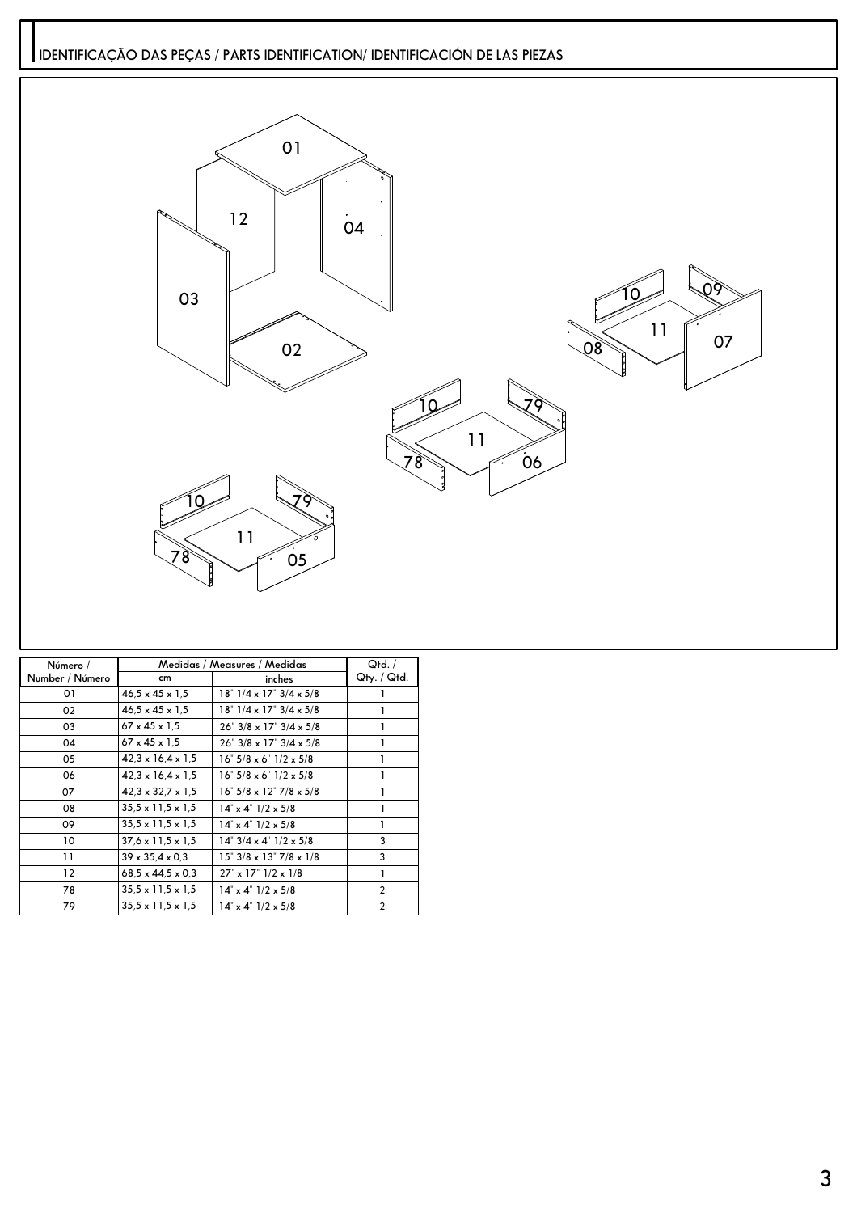# IDENTIFICAÇÃO DAS PEÇAS / PARTS IDENTIFICATION/ IDENTIFICACIÓN DE LAS PIEZAS

| Número / Number / Número | Medidas / Measures / Medidas | | Qtd. / Qty. / Qtd. |
|---|---|---|---|
| | cm | inches | |
| 01 | 46,5 x 45 x 1,5 | 18" 1/4 x 17" 3/4 x 5/8 | 1 |
| 02 | 46,5 x 45 x 1,5 | 18" 1/4 x 17" 3/4 x 5/8 | 1 |
| 03 | 67 x 45 x 1,5 | 26" 3/8 x 17" 3/4 x 5/8 | 1 |
| 04 | 67 x 45 x 1,5 | 26" 3/8 x 17" 3/4 x 5/8 | 1 |
| 05 | 42,3 x 16,4 x 1,5 | 16" 5/8 x 6" 1/2 x 5/8 | 1 |
| 06 | 42,3 x 16,4 x 1,5 | 16" 5/8 x 6" 1/2 x 5/8 | 1 |
| 07 | 42,3 x 32,7 x 1,5 | 16" 5/8 x 12" 7/8 x 5/8 | 1 |
| 08 | 35,5 x 11,5 x 1,5 | 14" x 4" 1/2 x 5/8 | 1 |
| 09 | 35,5 x 11,5 x 1,5 | 14" x 4" 1/2 x 5/8 | 1 |
| 10 | 37,6 x 11,5 x 1,5 | 14" 3/4 x 4" 1/2 x 5/8 | 3 |
| 11 | 39 x 35,4 x 0,3 | 15" 3/8 x 13" 7/8 x 1/8 | 3 |
| 12 | 68,5 x 44,5 x 0,3 | 27" x 17" 1/2 x 1/8 | 1 |
| 78 | 35,5 x 11,5 x 1,5 | 14" x 4" 1/2 x 5/8 | 2 |
| 79 | 35,5 x 11,5 x 1,5 | 14" x 4" 1/2 x 5/8 | 2 |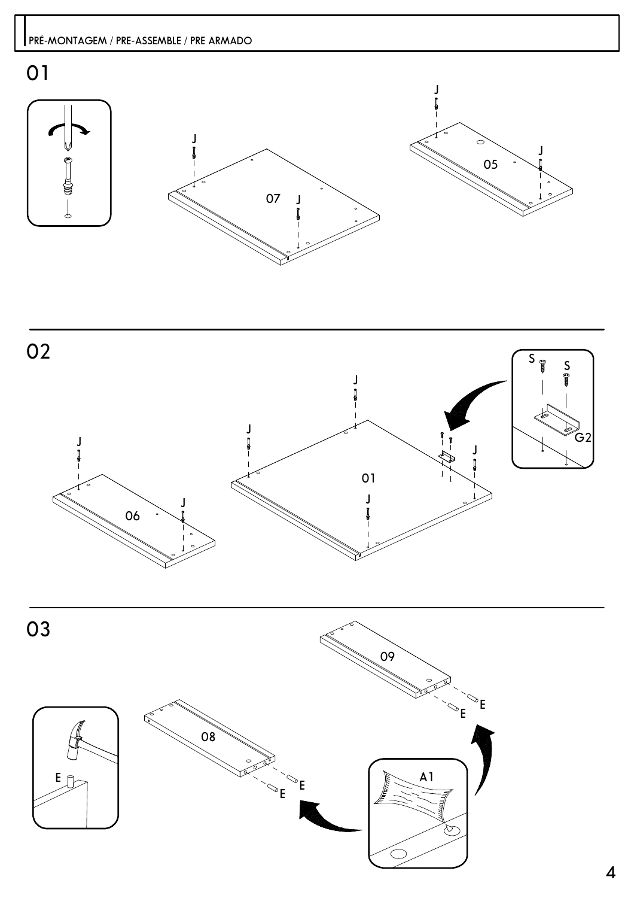PRÉ-MONTAGEM / PRE-ASSEMBLE / PRE ARMADO

## 01

J

07

J

J

05

J

## 02

S S

G2

J

J

J

06

J

01

J

J

## 03

09

E

E

08

E

E

E

A1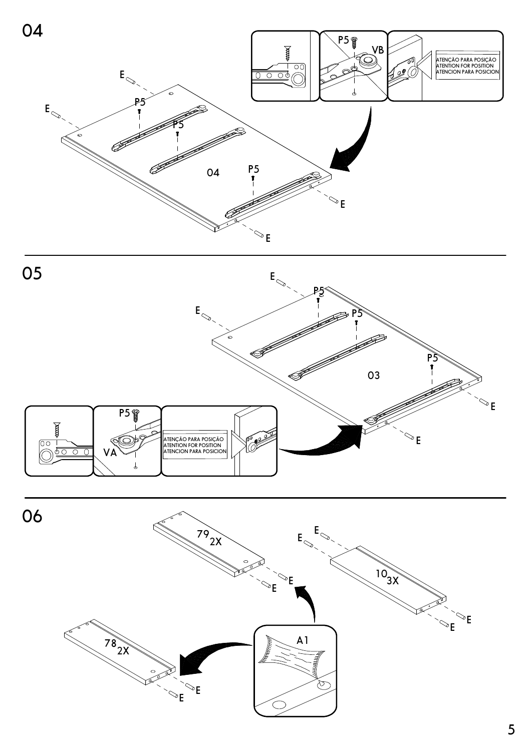## 04

E

E

P5

P5

04

P5

E

E

P5

VB

ATENÇÃO PARA POSIÇÃO
ATENTION FOR POSITION
ATENCION PARA POSICION

## 05

E

E

P5

P5

03

P5

E

E

P5

VA

ATENÇÃO PARA POSIÇÃO
ATENTION FOR POSITION
ATENCION PARA POSICION

## 06

79 2X

E

E

10 3X

E

E

E

E

78 2X

E

E

A1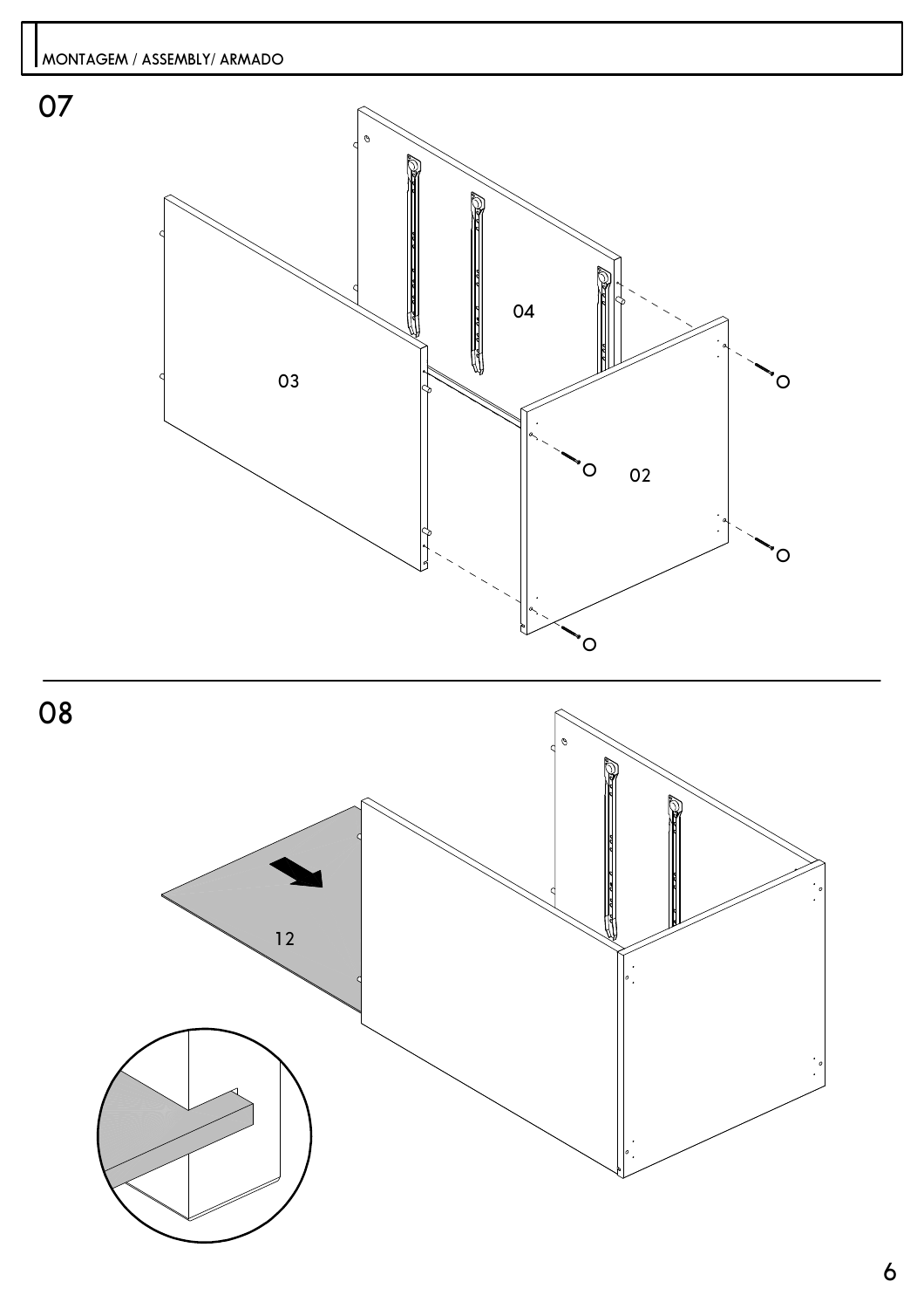MONTAGEM / ASSEMBLY/ ARMADO

## 07

04

03

02

## 08

12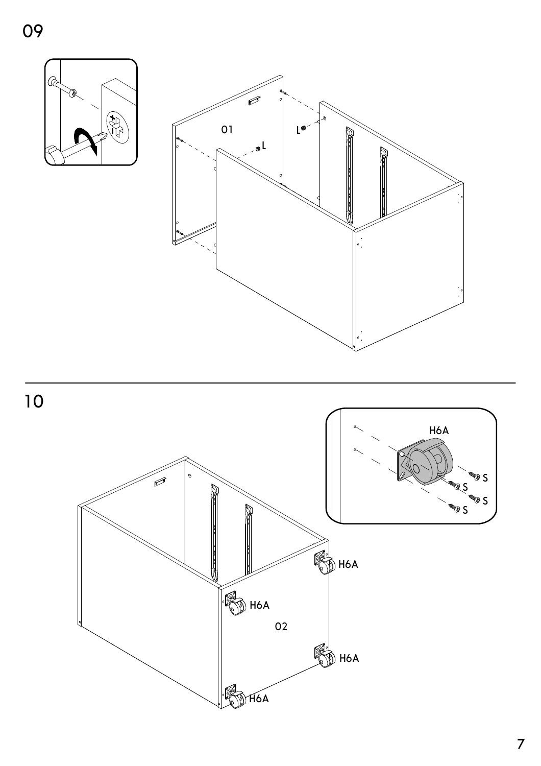09

01

L

L

10

H6A

S

S

S

S

H6A

H6A

02

H6A

H6A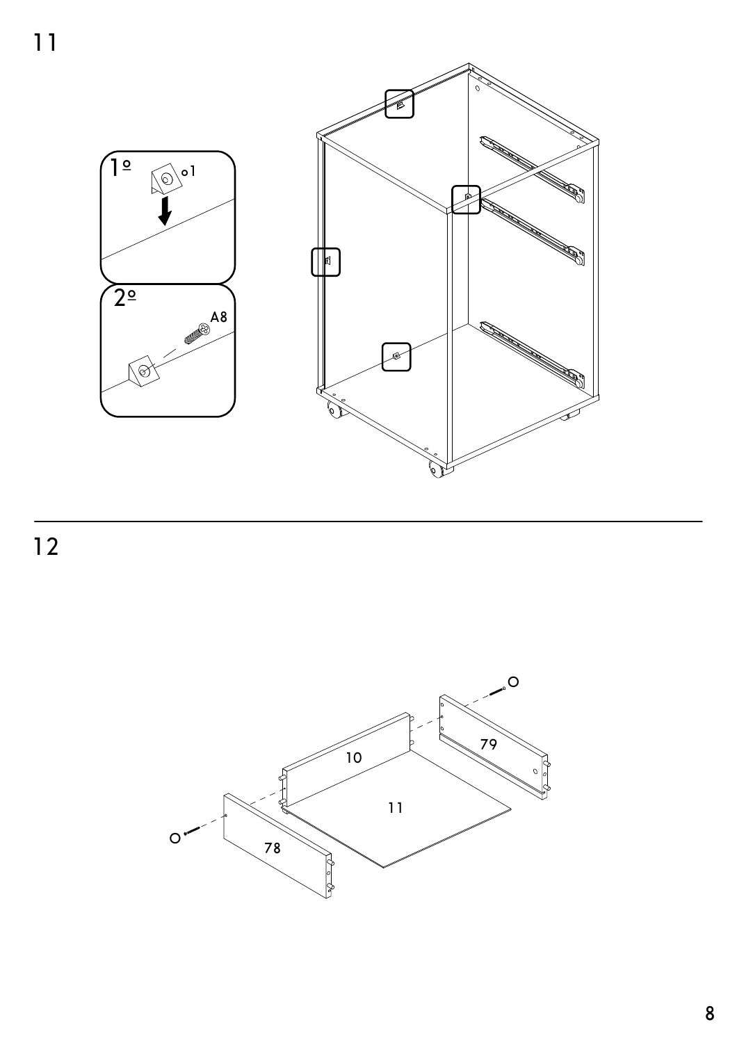11

1º

o1

2º

A8

12

10

79

11

78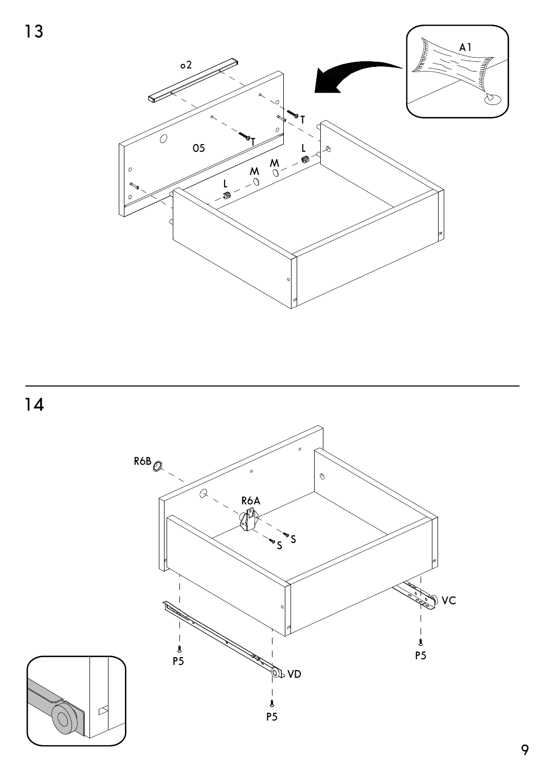13

o2

T

T

05

L

M

M

L

A1

14

R6B

R6A

S

S

VC

P5

P5

VD

P5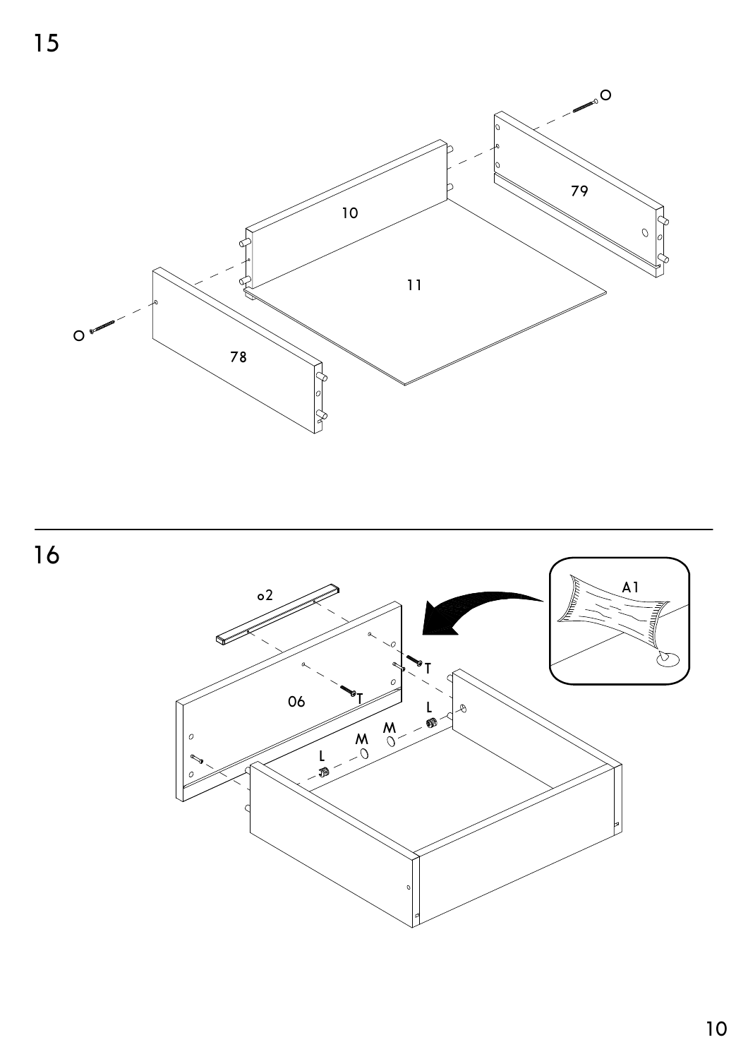15

10

79

11

78

16

o2

06

T

T

L

M

M

L

A1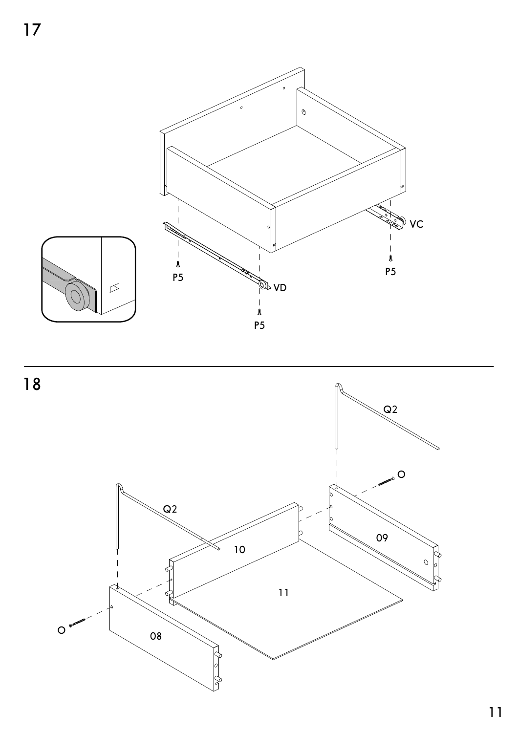17

VC

P5

P5

VD

P5

18

Q2

Q2

10

09

11

08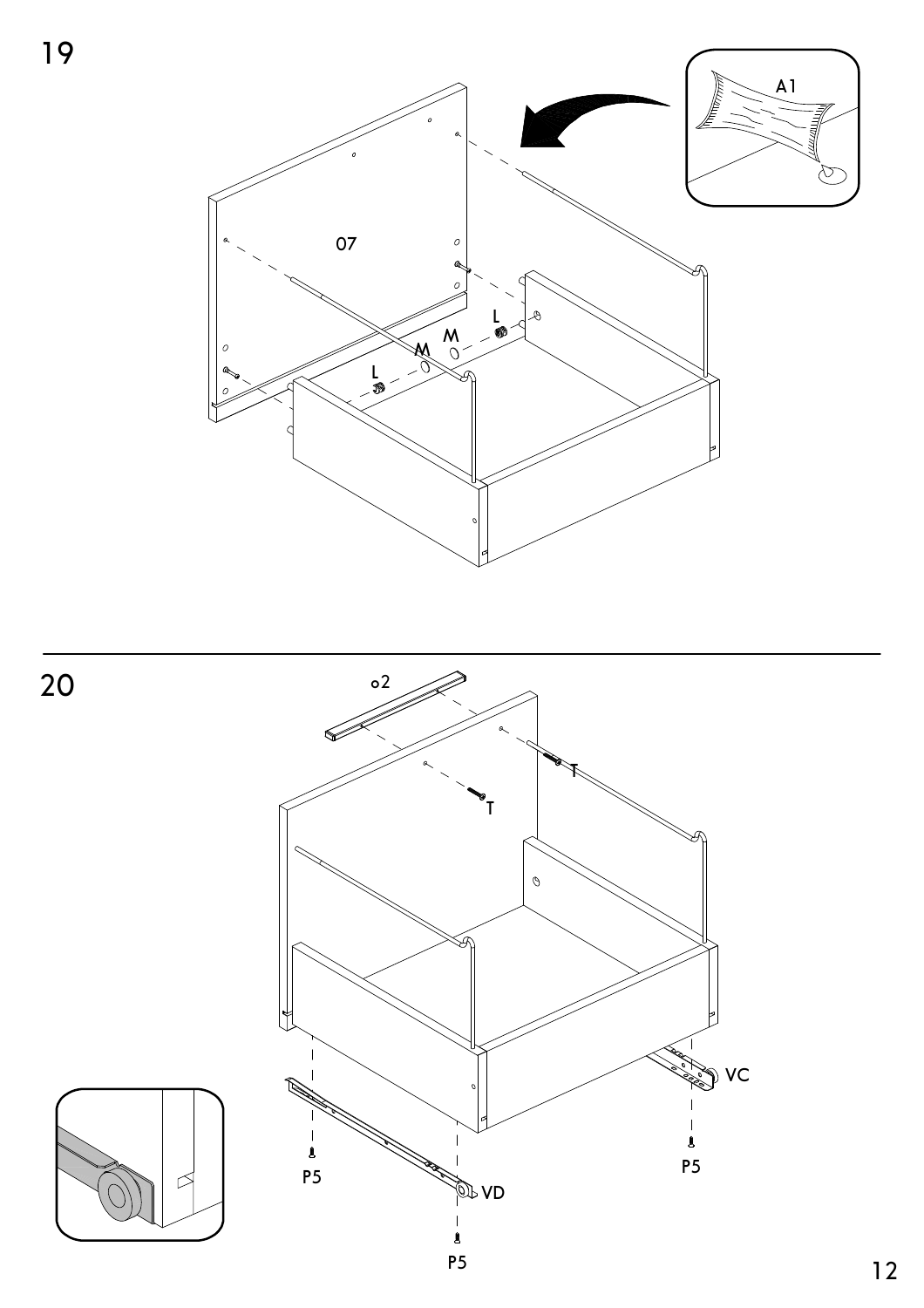19

07

A1

L

M

M

L

20

2

T

T

VC

P5

VD

P5

P5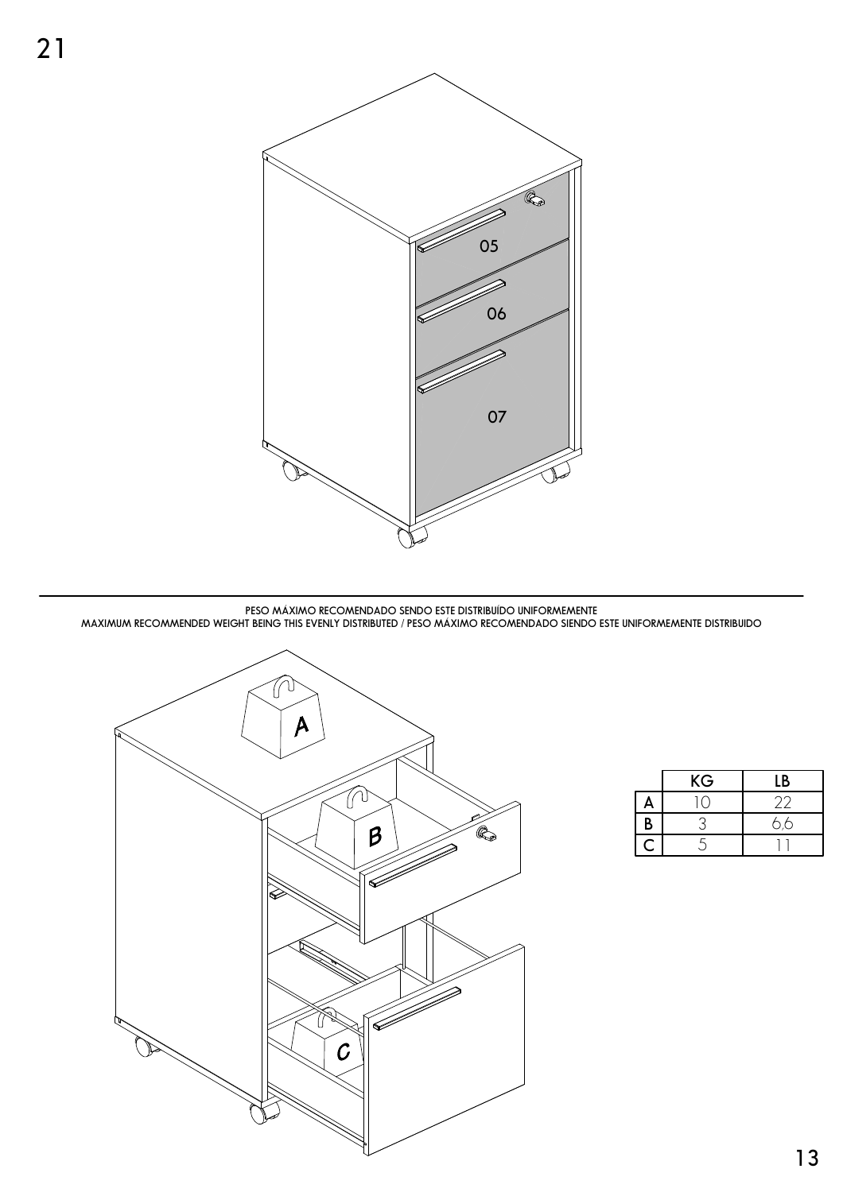21

05

06

07

PESO MÁXIMO RECOMENDADO SENDO ESTE DISTRIBUÍDO UNIFORMEMENTE
MAXIMUM RECOMMENDED WEIGHT BEING THIS EVENLY DISTRIBUTED / PESO MÁXIMO RECOMENDADO SIENDO ESTE UNIFORMEMENTE DISTRIBUIDO

A

B

C

| | KG | LB |
|---|---|---|
| A | 10 | 22 |
| B | 3 | 6,6 |
| C | 5 | 11 |